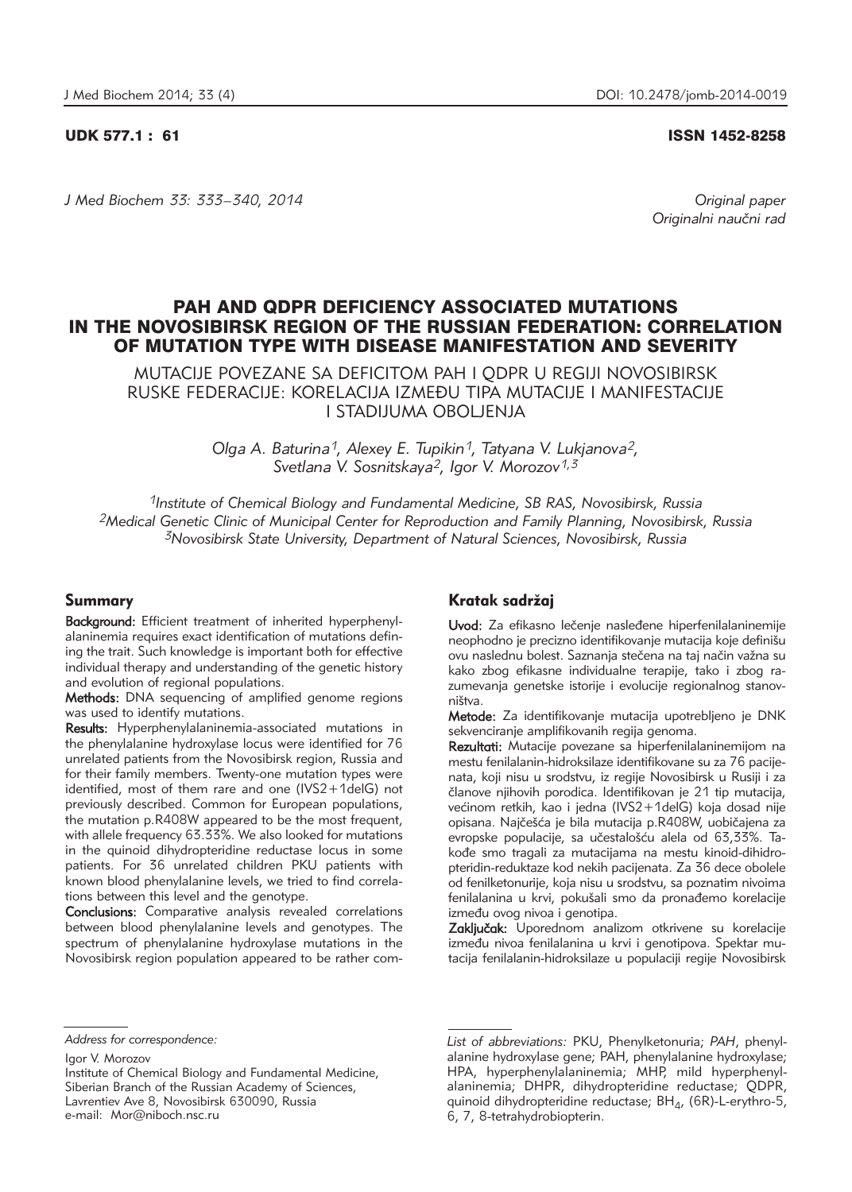UDK 577.1 : 61 ISSN 1452-8258

*J Med Biochem 33: 333–340, 2014*

*Original paper*
*Originalni naučni rad*

# PAH AND QDPR DEFICIENCY ASSOCIATED MUTATIONS IN THE NOVOSIBIRSK REGION OF THE RUSSIAN FEDERATION: CORRELATION OF MUTATION TYPE WITH DISEASE MANIFESTATION AND SEVERITY

## MUTACIJE POVEZANE SA DEFICITOM PAH I QDPR U REGIJI NOVOSIBIRSK RUSKE FEDERACIJE: KORELACIJA IZMEĐU TIPA MUTACIJE I MANIFESTACIJE I STADIJUMA OBOLJENJA

*Olga A. Baturina[1], Alexey E. Tupikin[1], Tatyana V. Lukjanova[2], Svetlana V. Sosnitskaya[2], Igor V. Morozov[1,3]*

[1]*Institute of Chemical Biology and Fundamental Medicine, SB RAS, Novosibirsk, Russia*
[2]*Medical Genetic Clinic of Municipal Center for Reproduction and Family Planning, Novosibirsk, Russia*
[3]*Novosibirsk State University, Department of Natural Sciences, Novosibirsk, Russia*

### Summary

**Background:** Efficient treatment of inherited hyperphenylalaninemia requires exact identification of mutations defining the trait. Such knowledge is important both for effective individual therapy and understanding of the genetic history and evolution of regional populations.

**Methods:** DNA sequencing of amplified genome regions was used to identify mutations.

**Results:** Hyperphenylalaninemia-associated mutations in the phenylalanine hydroxylase locus were identified for 76 unrelated patients from the Novosibirsk region, Russia and for their family members. Twenty-one mutation types were identified, most of them rare and one (IVS2+1delG) not previously described. Common for European populations, the mutation p.R408W appeared to be the most frequent, with allele frequency 63.33%. We also looked for mutations in the quinoid dihydropteridine reductase locus in some patients. For 36 unrelated children PKU patients with known blood phenylalanine levels, we tried to find correlations between this level and the genotype.

**Conclusions:** Comparative analysis revealed correlations between blood phenylalanine levels and genotypes. The spectrum of phenylalanine hydroxylase mutations in the Novosibirsk region population appeared to be rather com-

### Kratak sadržaj

**Uvod:** Za efikasno lečenje nasleđene hiperfenilalaninemije neophodno je precizno identifikovanje mutacija koje definišu ovu naslednu bolest. Saznanja stečena na taj način važna su kako zbog efikasne individualne terapije, tako i zbog razumevanja genetske istorije i evolucije regionalnog stanovništva.

**Metode:** Za identifikovanje mutacija upotrebljeno je DNK sekvenciranje amplifikovanih regija genoma.

**Rezultati:** Mutacije povezane sa hiperfenilalaninemijom na mestu fenilalanin-hidroksilaze identifikovane su za 76 pacijenata, koji nisu u srodstvu, iz regije Novosibirsk u Rusiji i za članove njihovih porodica. Identifikovan je 21 tip mutacija, većinom retkih, kao i jedna (IVS2+1delG) koja dosad nije opisana. Najčešća je bila mutacija p.R408W, uobičajena za evropske populacije, sa učestalošću alela od 63,33%. Takođe smo tragali za mutacijama na mestu kinoid-dihidropteridin-reduktaze kod nekih pacijenata. Za 36 dece obolele od fenilketonurije, koja nisu u srodstvu, sa poznatim nivoima fenilalanina u krvi, pokušali smo da pronađemo korelacije između ovog nivoa i genotipa.

**Zaključak:** Uporednom analizom otkrivene su korelacije između nivoa fenilalanina u krvi i genotipova. Spektar mutacija fenilalanin-hidroksilaze u populaciji regije Novosibirsk

---

*Address for correspondence:*

Igor V. Morozov
Institute of Chemical Biology and Fundamental Medicine,
Siberian Branch of the Russian Academy of Sciences,
Lavrentiev Ave 8, Novosibirsk 630090, Russia
e-mail: Mor@niboch.nsc.ru

*List of abbreviations:* PKU, Phenylketonuria; *PAH*, phenylalanine hydroxylase gene; PAH, phenylalanine hydroxylase; HPA, hyperphenylalaninemia; MHP, mild hyperphenylalaninemia; DHPR, dihydropteridine reductase; QDPR, quinoid dihydropteridine reductase; $BH_4$, (6R)-L-erythro-5, 6, 7, 8-tetrahydrobiopterin.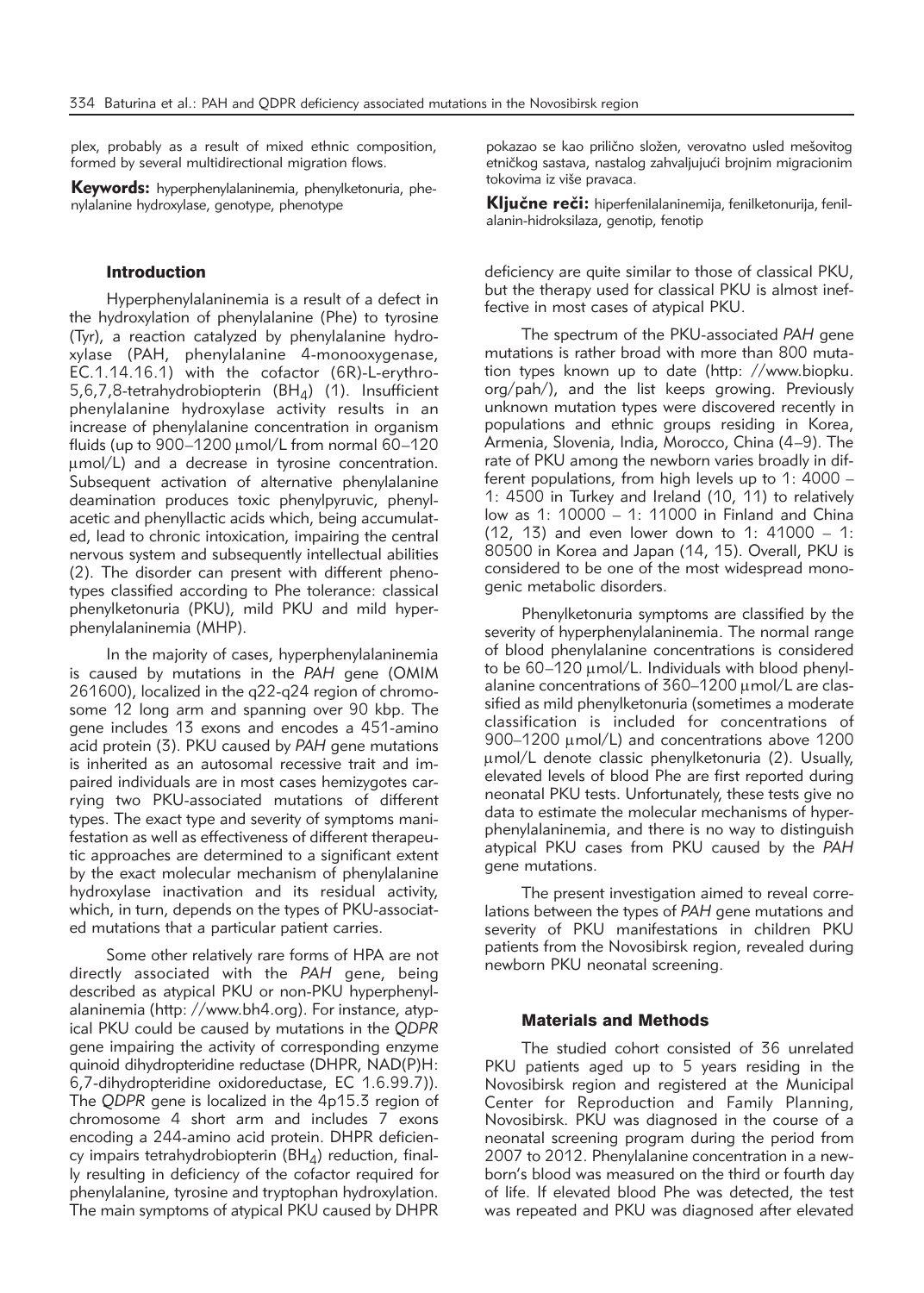plex, probably as a result of mixed ethnic composition, formed by several multidirectional migration flows.

**Keywords:** hyperphenylalaninemia, phenylketonuria, phenylalanine hydroxylase, genotype, phenotype

pokazao se kao prilično složen, verovatno usled mešovitog etničkog sastava, nastalog zahvaljujući brojnim migracionim tokovima iz više pravaca.

**Ključne reči:** hiperfenilalaninemija, fenilketonurija, fenilalanin-hidroksilaza, genotip, fenotip

## Introduction

Hyperphenylalaninemia is a result of a defect in the hydroxylation of phenylalanine (Phe) to tyrosine (Tyr), a reaction catalyzed by phenylalanine hydroxylase (PAH, phenylalanine 4-monooxygenase, EC.1.14.16.1) with the cofactor (6R)-L-erythro-5,6,7,8-tetrahydrobiopterin ($BH_4$) (1). Insufficient phenylalanine hydroxylase activity results in an increase of phenylalanine concentration in organism fluids (up to 900–1200 μmol/L from normal 60–120 μmol/L) and a decrease in tyrosine concentration. Subsequent activation of alternative phenylalanine deamination produces toxic phenylpyruvic, phenylacetic and phenyllactic acids which, being accumulated, lead to chronic intoxication, impairing the central nervous system and subsequently intellectual abilities (2). The disorder can present with different phenotypes classified according to Phe tolerance: classical phenylketonuria (PKU), mild PKU and mild hyperphenylalaninemia (MHP).

In the majority of cases, hyperphenylalaninemia is caused by mutations in the *PAH* gene (OMIM 261600), localized in the q22-q24 region of chromosome 12 long arm and spanning over 90 kbp. The gene includes 13 exons and encodes a 451-amino acid protein (3). PKU caused by *PAH* gene mutations is inherited as an autosomal recessive trait and impaired individuals are in most cases hemizygotes carrying two PKU-associated mutations of different types. The exact type and severity of symptoms manifestation as well as effectiveness of different therapeutic approaches are determined to a significant extent by the exact molecular mechanism of phenylalanine hydroxylase inactivation and its residual activity, which, in turn, depends on the types of PKU-associated mutations that a particular patient carries.

Some other relatively rare forms of HPA are not directly associated with the *PAH* gene, being described as atypical PKU or non-PKU hyperphenylalaninemia (http: //www.bh4.org). For instance, atypical PKU could be caused by mutations in the *QDPR* gene impairing the activity of corresponding enzyme quinoid dihydropteridine reductase (DHPR, NAD(P)H: 6,7-dihydropteridine oxidoreductase, EC 1.6.99.7)). The *QDPR* gene is localized in the 4p15.3 region of chromosome 4 short arm and includes 7 exons encoding a 244-amino acid protein. DHPR deficiency impairs tetrahydrobiopterin ($BH_4$) reduction, finally resulting in deficiency of the cofactor required for phenylalanine, tyrosine and tryptophan hydroxylation. The main symptoms of atypical PKU caused by DHPR deficiency are quite similar to those of classical PKU, but the therapy used for classical PKU is almost ineffective in most cases of atypical PKU.

The spectrum of the PKU-associated *PAH* gene mutations is rather broad with more than 800 mutation types known up to date (http: //www.biopku.org/pah/), and the list keeps growing. Previously unknown mutation types were discovered recently in populations and ethnic groups residing in Korea, Armenia, Slovenia, India, Morocco, China (4–9). The rate of PKU among the newborn varies broadly in different populations, from high levels up to 1: 4000 – 1: 4500 in Turkey and Ireland (10, 11) to relatively low as 1: 10000 – 1: 11000 in Finland and China (12, 13) and even lower down to 1: 41000 – 1: 80500 in Korea and Japan (14, 15). Overall, PKU is considered to be one of the most widespread monogenic metabolic disorders.

Phenylketonuria symptoms are classified by the severity of hyperphenylalaninemia. The normal range of blood phenylalanine concentrations is considered to be 60–120 μmol/L. Individuals with blood phenylalanine concentrations of 360–1200 μmol/L are classified as mild phenylketonuria (sometimes a moderate classification is included for concentrations of 900–1200 μmol/L) and concentrations above 1200 μmol/L denote classic phenylketonuria (2). Usually, elevated levels of blood Phe are first reported during neonatal PKU tests. Unfortunately, these tests give no data to estimate the molecular mechanisms of hyperphenylalaninemia, and there is no way to distinguish atypical PKU cases from PKU caused by the *PAH* gene mutations.

The present investigation aimed to reveal correlations between the types of *PAH* gene mutations and severity of PKU manifestations in children PKU patients from the Novosibirsk region, revealed during newborn PKU neonatal screening.

## Materials and Methods

The studied cohort consisted of 36 unrelated PKU patients aged up to 5 years residing in the Novosibirsk region and registered at the Municipal Center for Reproduction and Family Planning, Novosibirsk. PKU was diagnosed in the course of a neonatal screening program during the period from 2007 to 2012. Phenylalanine concentration in a newborn's blood was measured on the third or fourth day of life. If elevated blood Phe was detected, the test was repeated and PKU was diagnosed after elevated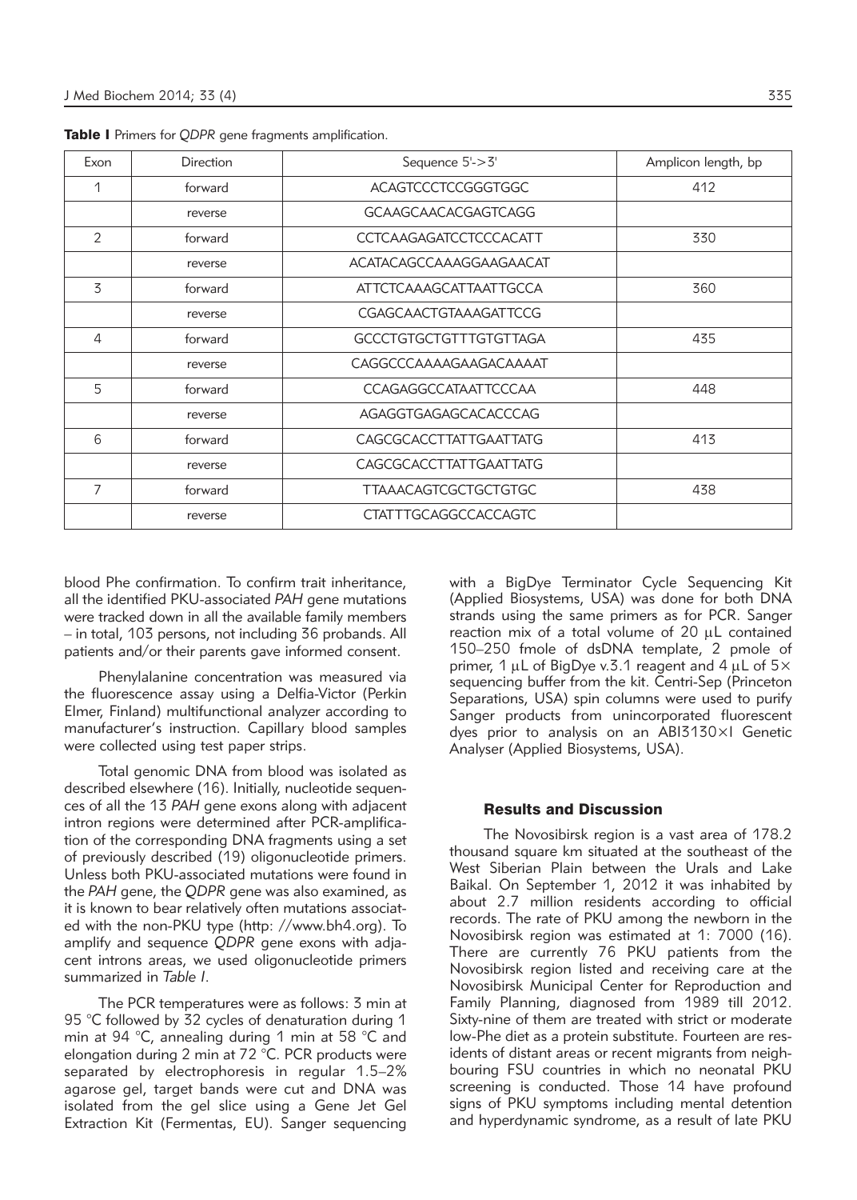**Table I** Primers for *QDPR* gene fragments amplification.

| Exon | Direction | Sequence 5'->3' | Amplicon length, bp |
|---|---|---|---|
| 1 | forward | ACAGTCCCTCCGGGTGGC | 412 |
| | reverse | GCAAGCAACACGAGTCAGG | |
| 2 | forward | CCTCAAGAGATCCTCCCACATT | 330 |
| | reverse | ACATACAGCCAAAGGAAGAACAT | |
| 3 | forward | ATTCTCAAAGCATTAATTGCCA | 360 |
| | reverse | CGAGCAACTGTAAAGATTCCG | |
| 4 | forward | GCCCTGTGCTGTTTGTGTTAGA | 435 |
| | reverse | CAGGCCCAAAAGAAGACAAAAT | |
| 5 | forward | CCAGAGGCCATAATTCCCAA | 448 |
| | reverse | AGAGGTGAGAGCACACCCAG | |
| 6 | forward | CAGCGCACCTTATTGAATTATG | 413 |
| | reverse | CAGCGCACCTTATTGAATTATG | |
| 7 | forward | TTAAACAGTCGCTGCTGTGC | 438 |
| | reverse | CTATTTGCAGGCCACCAGTC | |

blood Phe confirmation. To confirm trait inheritance, all the identified PKU-associated *PAH* gene mutations were tracked down in all the available family members – in total, 103 persons, not including 36 probands. All patients and/or their parents gave informed consent.

Phenylalanine concentration was measured via the fluorescence assay using a Delfia-Victor (Perkin Elmer, Finland) multifunctional analyzer according to manufacturer's instruction. Capillary blood samples were collected using test paper strips.

Total genomic DNA from blood was isolated as described elsewhere (16). Initially, nucleotide sequences of all the 13 *PAH* gene exons along with adjacent intron regions were determined after PCR-amplification of the corresponding DNA fragments using a set of previously described (19) oligonucleotide primers. Unless both PKU-associated mutations were found in the *PAH* gene, the *QDPR* gene was also examined, as it is known to bear relatively often mutations associated with the non-PKU type (http: //www.bh4.org). To amplify and sequence *QDPR* gene exons with adjacent introns areas, we used oligonucleotide primers summarized in *Table I*.

The PCR temperatures were as follows: 3 min at 95 °C followed by 32 cycles of denaturation during 1 min at 94 °C, annealing during 1 min at 58 °C and elongation during 2 min at 72 °C. PCR products were separated by electrophoresis in regular 1.5–2% agarose gel, target bands were cut and DNA was isolated from the gel slice using a Gene Jet Gel Extraction Kit (Fermentas, EU). Sanger sequencing with a BigDye Terminator Cycle Sequencing Kit (Applied Biosystems, USA) was done for both DNA strands using the same primers as for PCR. Sanger reaction mix of a total volume of 20 μL contained 150–250 fmole of dsDNA template, 2 pmole of primer, 1 μL of BigDye v.3.1 reagent and 4 μL of 5× sequencing buffer from the kit. Centri-Sep (Princeton Separations, USA) spin columns were used to purify Sanger products from unincorporated fluorescent dyes prior to analysis on an ABI3130×l Genetic Analyser (Applied Biosystems, USA).

## Results and Discussion

The Novosibirsk region is a vast area of 178.2 thousand square km situated at the southeast of the West Siberian Plain between the Urals and Lake Baikal. On September 1, 2012 it was inhabited by about 2.7 million residents according to official records. The rate of PKU among the newborn in the Novosibirsk region was estimated at 1: 7000 (16). There are currently 76 PKU patients from the Novosibirsk region listed and receiving care at the Novosibirsk Municipal Center for Reproduction and Family Planning, diagnosed from 1989 till 2012. Sixty-nine of them are treated with strict or moderate low-Phe diet as a protein substitute. Fourteen are residents of distant areas or recent migrants from neighbouring FSU countries in which no neonatal PKU screening is conducted. Those 14 have profound signs of PKU symptoms including mental detention and hyperdynamic syndrome, as a result of late PKU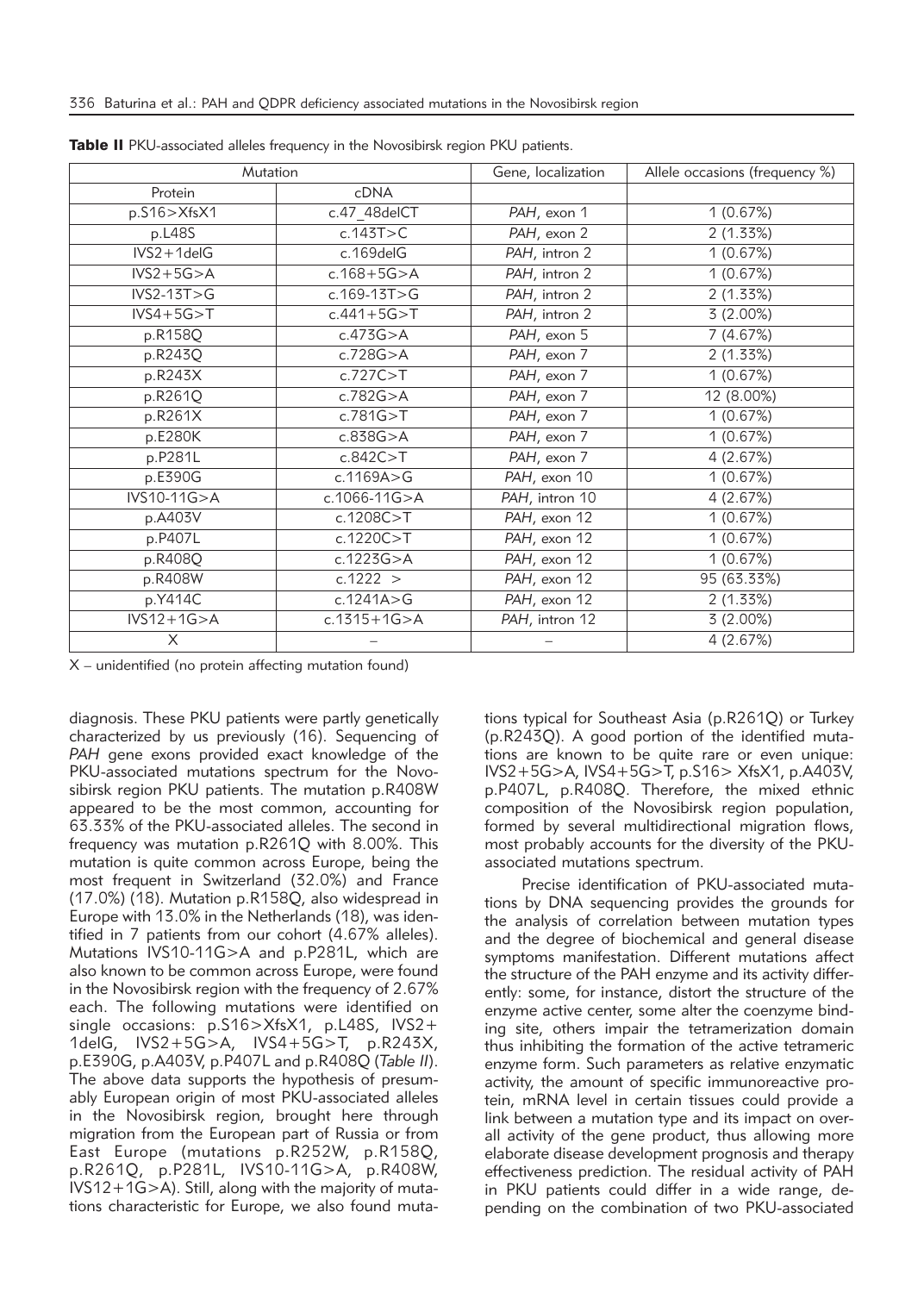**Table II** PKU-associated alleles frequency in the Novosibirsk region PKU patients.

| Mutation | | Gene, localization | Allele occasions (frequency %) |
|---|---|---|---|
| Protein | cDNA | | |
| p.S16>XfsX1 | c.47_48delCT | *PAH*, exon 1 | 1 (0.67%) |
| p.L48S | c.143T>C | *PAH*, exon 2 | 2 (1.33%) |
| IVS2+1delG | c.169delG | *PAH*, intron 2 | 1 (0.67%) |
| IVS2+5G>A | c.168+5G>A | *PAH*, intron 2 | 1 (0.67%) |
| IVS2-13T>G | c.169-13T>G | *PAH*, intron 2 | 2 (1.33%) |
| IVS4+5G>T | c.441+5G>T | *PAH*, intron 2 | 3 (2.00%) |
| p.R158Q | c.473G>A | *PAH*, exon 5 | 7 (4.67%) |
| p.R243Q | c.728G>A | *PAH*, exon 7 | 2 (1.33%) |
| p.R243X | c.727C>T | *PAH*, exon 7 | 1 (0.67%) |
| p.R261Q | c.782G>A | *PAH*, exon 7 | 12 (8.00%) |
| p.R261X | c.781G>T | *PAH*, exon 7 | 1 (0.67%) |
| p.E280K | c.838G>A | *PAH*, exon 7 | 1 (0.67%) |
| p.P281L | c.842C>T | *PAH*, exon 7 | 4 (2.67%) |
| p.E390G | c.1169A>G | *PAH*, exon 10 | 1 (0.67%) |
| IVS10-11G>A | c.1066-11G>A | *PAH*, intron 10 | 4 (2.67%) |
| p.A403V | c.1208C>T | *PAH*, exon 12 | 1 (0.67%) |
| p.P407L | c.1220C>T | *PAH*, exon 12 | 1 (0.67%) |
| p.R408Q | c.1223G>A | *PAH*, exon 12 | 1 (0.67%) |
| p.R408W | c.1222 > | *PAH*, exon 12 | 95 (63.33%) |
| p.Y414C | c.1241A>G | *PAH*, exon 12 | 2 (1.33%) |
| IVS12+1G>A | c.1315+1G>A | *PAH*, intron 12 | 3 (2.00%) |
| X | – | – | 4 (2.67%) |

X – unidentified (no protein affecting mutation found)

diagnosis. These PKU patients were partly genetically characterized by us previously (16). Sequencing of *PAH* gene exons provided exact knowledge of the PKU-associated mutations spectrum for the Novosibirsk region PKU patients. The mutation p.R408W appeared to be the most common, accounting for 63.33% of the PKU-associated alleles. The second in frequency was mutation p.R261Q with 8.00%. This mutation is quite common across Europe, being the most frequent in Switzerland (32.0%) and France (17.0%) (18). Mutation p.R158Q, also widespread in Europe with 13.0% in the Netherlands (18), was identified in 7 patients from our cohort (4.67% alleles). Mutations IVS10-11G>A and p.P281L, which are also known to be common across Europe, were found in the Novosibirsk region with the frequency of 2.67% each. The following mutations were identified on single occasions: p.S16>XfsX1, p.L48S, IVS2+1delG, IVS2+5G>A, IVS4+5G>T, p.R243X, p.E390G, p.A403V, p.P407L and p.R408Q (*Table II*). The above data supports the hypothesis of presumably European origin of most PKU-associated alleles in the Novosibirsk region, brought here through migration from the European part of Russia or from East Europe (mutations p.R252W, p.R158Q, p.R261Q, p.P281L, IVS10-11G>A, p.R408W, IVS12+1G>A). Still, along with the majority of mutations characteristic for Europe, we also found mutations typical for Southeast Asia (p.R261Q) or Turkey (p.R243Q). A good portion of the identified mutations are known to be quite rare or even unique: IVS2+5G>A, IVS4+5G>T, p.S16> XfsX1, p.A403V, p.P407L, p.R408Q. Therefore, the mixed ethnic composition of the Novosibirsk region population, formed by several multidirectional migration flows, most probably accounts for the diversity of the PKU-associated mutations spectrum.

Precise identification of PKU-associated mutations by DNA sequencing provides the grounds for the analysis of correlation between mutation types and the degree of biochemical and general disease symptoms manifestation. Different mutations affect the structure of the PAH enzyme and its activity differently: some, for instance, distort the structure of the enzyme active center, some alter the coenzyme binding site, others impair the tetramerization domain thus inhibiting the formation of the active tetrameric enzyme form. Such parameters as relative enzymatic activity, the amount of specific immunoreactive protein, mRNA level in certain tissues could provide a link between a mutation type and its impact on overall activity of the gene product, thus allowing more elaborate disease development prognosis and therapy effectiveness prediction. The residual activity of PAH in PKU patients could differ in a wide range, depending on the combination of two PKU-associated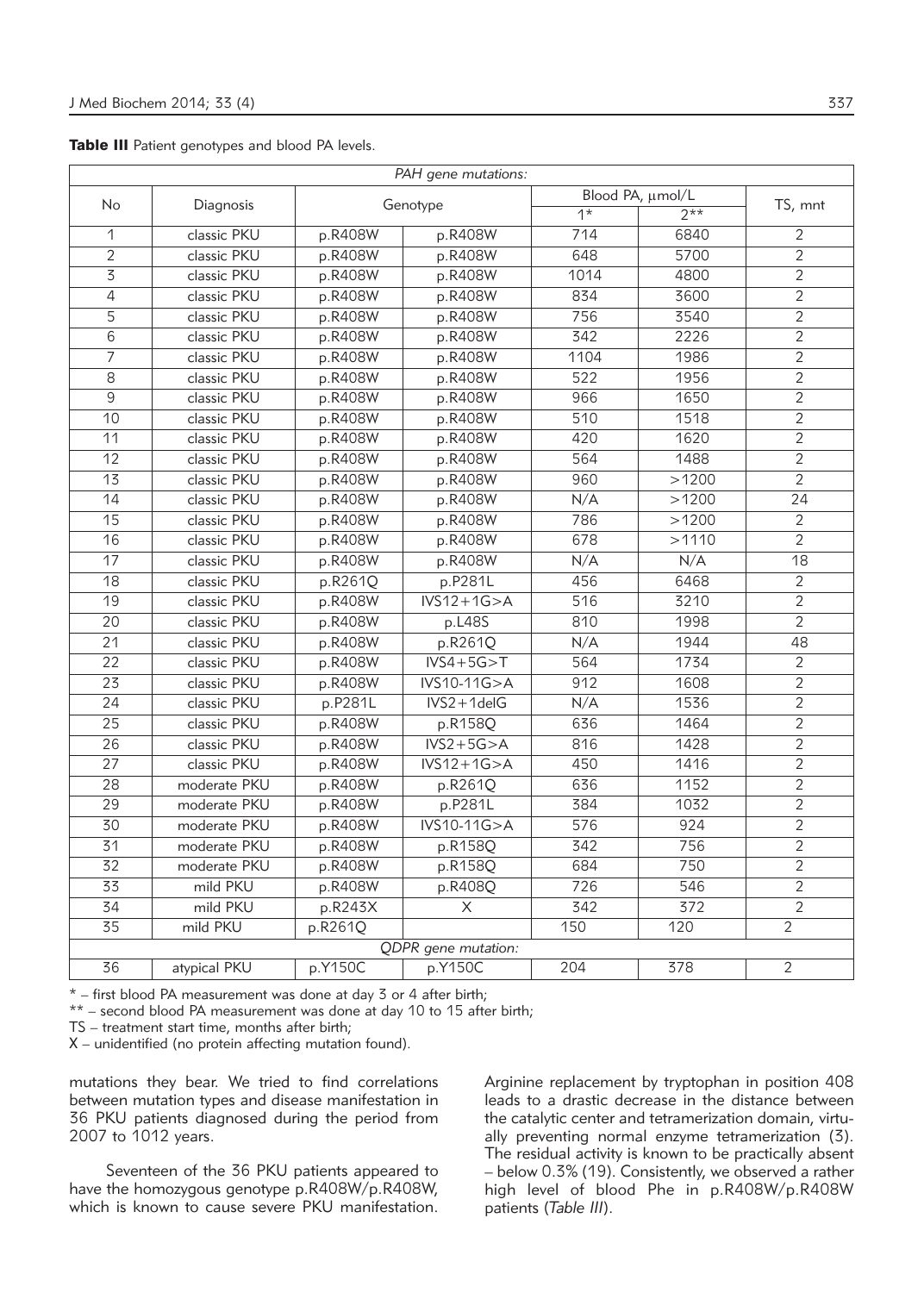**Table III** Patient genotypes and blood PA levels.

| No | Diagnosis | Genotype | | Blood PA, μmol/L | | TS, mnt |
|---|---|---|---|---|---|---|
| | | | | 1* | 2** | |
| *PAH gene mutations:* | | | | | | |
| 1 | classic PKU | p.R408W | p.R408W | 714 | 6840 | 2 |
| 2 | classic PKU | p.R408W | p.R408W | 648 | 5700 | 2 |
| 3 | classic PKU | p.R408W | p.R408W | 1014 | 4800 | 2 |
| 4 | classic PKU | p.R408W | p.R408W | 834 | 3600 | 2 |
| 5 | classic PKU | p.R408W | p.R408W | 756 | 3540 | 2 |
| 6 | classic PKU | p.R408W | p.R408W | 342 | 2226 | 2 |
| 7 | classic PKU | p.R408W | p.R408W | 1104 | 1986 | 2 |
| 8 | classic PKU | p.R408W | p.R408W | 522 | 1956 | 2 |
| 9 | classic PKU | p.R408W | p.R408W | 966 | 1650 | 2 |
| 10 | classic PKU | p.R408W | p.R408W | 510 | 1518 | 2 |
| 11 | classic PKU | p.R408W | p.R408W | 420 | 1620 | 2 |
| 12 | classic PKU | p.R408W | p.R408W | 564 | 1488 | 2 |
| 13 | classic PKU | p.R408W | p.R408W | 960 | >1200 | 2 |
| 14 | classic PKU | p.R408W | p.R408W | N/A | >1200 | 24 |
| 15 | classic PKU | p.R408W | p.R408W | 786 | >1200 | 2 |
| 16 | classic PKU | p.R408W | p.R408W | 678 | >1110 | 2 |
| 17 | classic PKU | p.R408W | p.R408W | N/A | N/A | 18 |
| 18 | classic PKU | p.R261Q | p.P281L | 456 | 6468 | 2 |
| 19 | classic PKU | p.R408W | IVS12+1G>A | 516 | 3210 | 2 |
| 20 | classic PKU | p.R408W | p.L48S | 810 | 1998 | 2 |
| 21 | classic PKU | p.R408W | p.R261Q | N/A | 1944 | 48 |
| 22 | classic PKU | p.R408W | IVS4+5G>T | 564 | 1734 | 2 |
| 23 | classic PKU | p.R408W | IVS10-11G>A | 912 | 1608 | 2 |
| 24 | classic PKU | p.P281L | IVS2+1delG | N/A | 1536 | 2 |
| 25 | classic PKU | p.R408W | p.R158Q | 636 | 1464 | 2 |
| 26 | classic PKU | p.R408W | IVS2+5G>A | 816 | 1428 | 2 |
| 27 | classic PKU | p.R408W | IVS12+1G>A | 450 | 1416 | 2 |
| 28 | moderate PKU | p.R408W | p.R261Q | 636 | 1152 | 2 |
| 29 | moderate PKU | p.R408W | p.P281L | 384 | 1032 | 2 |
| 30 | moderate PKU | p.R408W | IVS10-11G>A | 576 | 924 | 2 |
| 31 | moderate PKU | p.R408W | p.R158Q | 342 | 756 | 2 |
| 32 | moderate PKU | p.R408W | p.R158Q | 684 | 750 | 2 |
| 33 | mild PKU | p.R408W | p.R408Q | 726 | 546 | 2 |
| 34 | mild PKU | p.R243X | X | 342 | 372 | 2 |
| 35 | mild PKU | p.R261Q | | 150 | 120 | 2 |
| *QDPR gene mutation:* | | | | | | |
| 36 | atypical PKU | p.Y150C | p.Y150C | 204 | 378 | 2 |

\* – first blood PA measurement was done at day 3 or 4 after birth;
\*\* – second blood PA measurement was done at day 10 to 15 after birth;
TS – treatment start time, months after birth;
X – unidentified (no protein affecting mutation found).

mutations they bear. We tried to find correlations between mutation types and disease manifestation in 36 PKU patients diagnosed during the period from 2007 to 1012 years.

Seventeen of the 36 PKU patients appeared to have the homozygous genotype p.R408W/p.R408W, which is known to cause severe PKU manifestation. Arginine replacement by tryptophan in position 408 leads to a drastic decrease in the distance between the catalytic center and tetramerization domain, virtually preventing normal enzyme tetramerization (3). The residual activity is known to be practically absent – below 0.3% (19). Consistently, we observed a rather high level of blood Phe in p.R408W/p.R408W patients (*Table III*).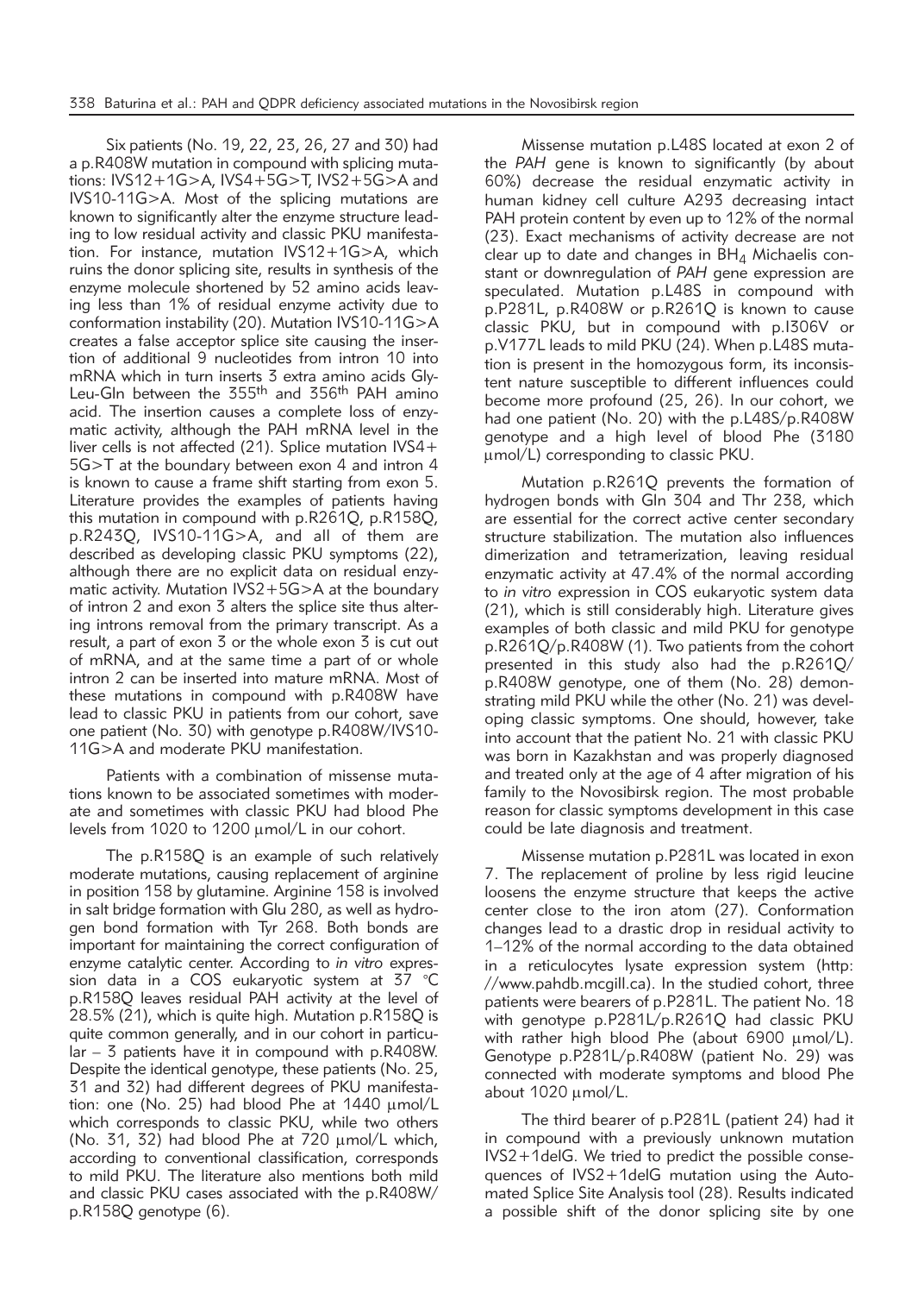Six patients (No. 19, 22, 23, 26, 27 and 30) had a p.R408W mutation in compound with splicing mutations: IVS12+1G>A, IVS4+5G>T, IVS2+5G>A and IVS10-11G>A. Most of the splicing mutations are known to significantly alter the enzyme structure leading to low residual activity and classic PKU manifestation. For instance, mutation IVS12+1G>A, which ruins the donor splicing site, results in synthesis of the enzyme molecule shortened by 52 amino acids leaving less than 1% of residual enzyme activity due to conformation instability (20). Mutation IVS10-11G>A creates a false acceptor splice site causing the insertion of additional 9 nucleotides from intron 10 into mRNA which in turn inserts 3 extra amino acids Gly-Leu-Gln between the 355th and 356th PAH amino acid. The insertion causes a complete loss of enzymatic activity, although the PAH mRNA level in the liver cells is not affected (21). Splice mutation IVS4+5G>T at the boundary between exon 4 and intron 4 is known to cause a frame shift starting from exon 5. Literature provides the examples of patients having this mutation in compound with p.R261Q, p.R158Q, p.R243Q, IVS10-11G>A, and all of them are described as developing classic PKU symptoms (22), although there are no explicit data on residual enzymatic activity. Mutation IVS2+5G>A at the boundary of intron 2 and exon 3 alters the splice site thus altering introns removal from the primary transcript. As a result, a part of exon 3 or the whole exon 3 is cut out of mRNA, and at the same time a part of or whole intron 2 can be inserted into mature mRNA. Most of these mutations in compound with p.R408W have lead to classic PKU in patients from our cohort, save one patient (No. 30) with genotype p.R408W/IVS10-11G>A and moderate PKU manifestation.

Patients with a combination of missense mutations known to be associated sometimes with moderate and sometimes with classic PKU had blood Phe levels from 1020 to 1200 μmol/L in our cohort.

The p.R158Q is an example of such relatively moderate mutations, causing replacement of arginine in position 158 by glutamine. Arginine 158 is involved in salt bridge formation with Glu 280, as well as hydrogen bond formation with Tyr 268. Both bonds are important for maintaining the correct configuration of enzyme catalytic center. According to *in vitro* expression data in a COS eukaryotic system at 37 °C p.R158Q leaves residual PAH activity at the level of 28.5% (21), which is quite high. Mutation p.R158Q is quite common generally, and in our cohort in particular – 3 patients have it in compound with p.R408W. Despite the identical genotype, these patients (No. 25, 31 and 32) had different degrees of PKU manifestation: one (No. 25) had blood Phe at 1440 μmol/L which corresponds to classic PKU, while two others (No. 31, 32) had blood Phe at 720 μmol/L which, according to conventional classification, corresponds to mild PKU. The literature also mentions both mild and classic PKU cases associated with the p.R408W/p.R158Q genotype (6).

Missense mutation p.L48S located at exon 2 of the *PAH* gene is known to significantly (by about 60%) decrease the residual enzymatic activity in human kidney cell culture A293 decreasing intact PAH protein content by even up to 12% of the normal (23). Exact mechanisms of activity decrease are not clear up to date and changes in $BH_4$ Michaelis constant or downregulation of *PAH* gene expression are speculated. Mutation p.L48S in compound with p.P281L, p.R408W or p.R261Q is known to cause classic PKU, but in compound with p.I306V or p.V177L leads to mild PKU (24). When p.L48S mutation is present in the homozygous form, its inconsistent nature susceptible to different influences could become more profound (25, 26). In our cohort, we had one patient (No. 20) with the p.L48S/p.R408W genotype and a high level of blood Phe (3180 μmol/L) corresponding to classic PKU.

Mutation p.R261Q prevents the formation of hydrogen bonds with Gln 304 and Thr 238, which are essential for the correct active center secondary structure stabilization. The mutation also influences dimerization and tetramerization, leaving residual enzymatic activity at 47.4% of the normal according to *in vitro* expression in COS eukaryotic system data (21), which is still considerably high. Literature gives examples of both classic and mild PKU for genotype p.R261Q/p.R408W (1). Two patients from the cohort presented in this study also had the p.R261Q/p.R408W genotype, one of them (No. 28) demonstrating mild PKU while the other (No. 21) was developing classic symptoms. One should, however, take into account that the patient No. 21 with classic PKU was born in Kazakhstan and was properly diagnosed and treated only at the age of 4 after migration of his family to the Novosibirsk region. The most probable reason for classic symptoms development in this case could be late diagnosis and treatment.

Missense mutation p.P281L was located in exon 7. The replacement of proline by less rigid leucine loosens the enzyme structure that keeps the active center close to the iron atom (27). Conformation changes lead to a drastic drop in residual activity to 1–12% of the normal according to the data obtained in a reticulocytes lysate expression system (http://www.pahdb.mcgill.ca). In the studied cohort, three patients were bearers of p.P281L. The patient No. 18 with genotype p.P281L/p.R261Q had classic PKU with rather high blood Phe (about 6900 μmol/L). Genotype p.P281L/p.R408W (patient No. 29) was connected with moderate symptoms and blood Phe about 1020 μmol/L.

The third bearer of p.P281L (patient 24) had it in compound with a previously unknown mutation IVS2+1delG. We tried to predict the possible consequences of IVS2+1delG mutation using the Automated Splice Site Analysis tool (28). Results indicated a possible shift of the donor splicing site by one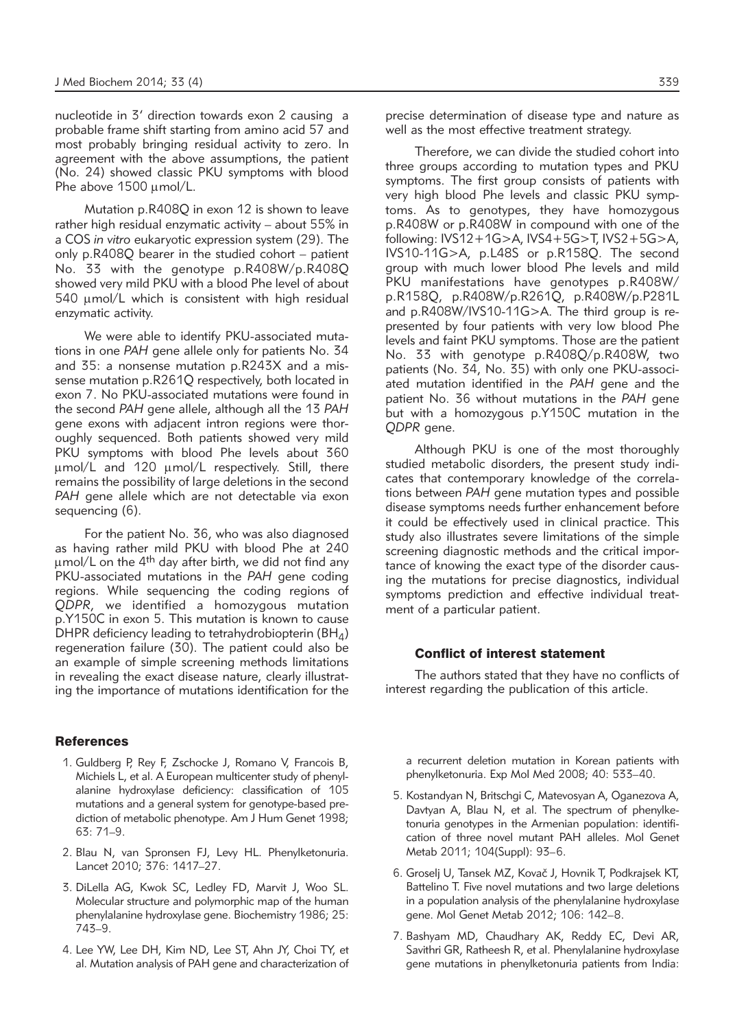nucleotide in 3′ direction towards exon 2 causing a probable frame shift starting from amino acid 57 and most probably bringing residual activity to zero. In agreement with the above assumptions, the patient (No. 24) showed classic PKU symptoms with blood Phe above 1500 μmol/L.

Mutation p.R408Q in exon 12 is shown to leave rather high residual enzymatic activity – about 55% in a COS *in vitro* eukaryotic expression system (29). The only p.R408Q bearer in the studied cohort – patient No. 33 with the genotype p.R408W/p.R408Q showed very mild PKU with a blood Phe level of about 540 μmol/L which is consistent with high residual enzymatic activity.

We were able to identify PKU-associated mutations in one *PAH* gene allele only for patients No. 34 and 35: a nonsense mutation p.R243X and a missense mutation p.R261Q respectively, both located in exon 7. No PKU-associated mutations were found in the second *PAH* gene allele, although all the 13 *PAH* gene exons with adjacent intron regions were thoroughly sequenced. Both patients showed very mild PKU symptoms with blood Phe levels about 360 μmol/L and 120 μmol/L respectively. Still, there remains the possibility of large deletions in the second *PAH* gene allele which are not detectable via exon sequencing (6).

For the patient No. 36, who was also diagnosed as having rather mild PKU with blood Phe at 240 μmol/L on the 4th day after birth, we did not find any PKU-associated mutations in the *PAH* gene coding regions. While sequencing the coding regions of *QDPR*, we identified a homozygous mutation p.Y150C in exon 5. This mutation is known to cause DHPR deficiency leading to tetrahydrobiopterin ($BH_4$) regeneration failure (30). The patient could also be an example of simple screening methods limitations in revealing the exact disease nature, clearly illustrating the importance of mutations identification for the precise determination of disease type and nature as well as the most effective treatment strategy.

Therefore, we can divide the studied cohort into three groups according to mutation types and PKU symptoms. The first group consists of patients with very high blood Phe levels and classic PKU symptoms. As to genotypes, they have homozygous p.R408W or p.R408W in compound with one of the following: IVS12+1G>A, IVS4+5G>T, IVS2+5G>A, IVS10-11G>A, p.L48S or p.R158Q. The second group with much lower blood Phe levels and mild PKU manifestations have genotypes p.R408W/p.R158Q, p.R408W/p.R261Q, p.R408W/p.P281L and p.R408W/IVS10-11G>A. The third group is represented by four patients with very low blood Phe levels and faint PKU symptoms. Those are the patient No. 33 with genotype p.R408Q/p.R408W, two patients (No. 34, No. 35) with only one PKU-associated mutation identified in the *PAH* gene and the patient No. 36 without mutations in the *PAH* gene but with a homozygous p.Y150C mutation in the *QDPR* gene.

Although PKU is one of the most thoroughly studied metabolic disorders, the present study indicates that contemporary knowledge of the correlations between *PAH* gene mutation types and possible disease symptoms needs further enhancement before it could be effectively used in clinical practice. This study also illustrates severe limitations of the simple screening diagnostic methods and the critical importance of knowing the exact type of the disorder causing the mutations for precise diagnostics, individual symptoms prediction and effective individual treatment of a particular patient.

### Conflict of interest statement

The authors stated that they have no conflicts of interest regarding the publication of this article.

### References

1. Guldberg P, Rey F, Zschocke J, Romano V, Francois B, Michiels L, et al. A European multicenter study of phenylalanine hydroxylase deficiency: classification of 105 mutations and a general system for genotype-based prediction of metabolic phenotype. Am J Hum Genet 1998; 63: 71–9.
2. Blau N, van Spronsen FJ, Levy HL. Phenylketonuria. Lancet 2010; 376: 1417–27.
3. DiLella AG, Kwok SC, Ledley FD, Marvit J, Woo SL. Molecular structure and polymorphic map of the human phenylalanine hydroxylase gene. Biochemistry 1986; 25: 743–9.
4. Lee YW, Lee DH, Kim ND, Lee ST, Ahn JY, Choi TY, et al. Mutation analysis of PAH gene and characterization of a recurrent deletion mutation in Korean patients with phenylketonuria. Exp Mol Med 2008; 40: 533–40.
5. Kostandyan N, Britschgi C, Matevosyan A, Oganezova A, Davtyan A, Blau N, et al. The spectrum of phenylketonuria genotypes in the Armenian population: identification of three novel mutant PAH alleles. Mol Genet Metab 2011; 104(Suppl): 93–6.
6. Groselj U, Tansek MZ, Kovač J, Hovnik T, Podkrajsek KT, Battelino T. Five novel mutations and two large deletions in a population analysis of the phenylalanine hydroxylase gene. Mol Genet Metab 2012; 106: 142–8.
7. Bashyam MD, Chaudhary AK, Reddy EC, Devi AR, Savithri GR, Ratheesh R, et al. Phenylalanine hydroxylase gene mutations in phenylketonuria patients from India: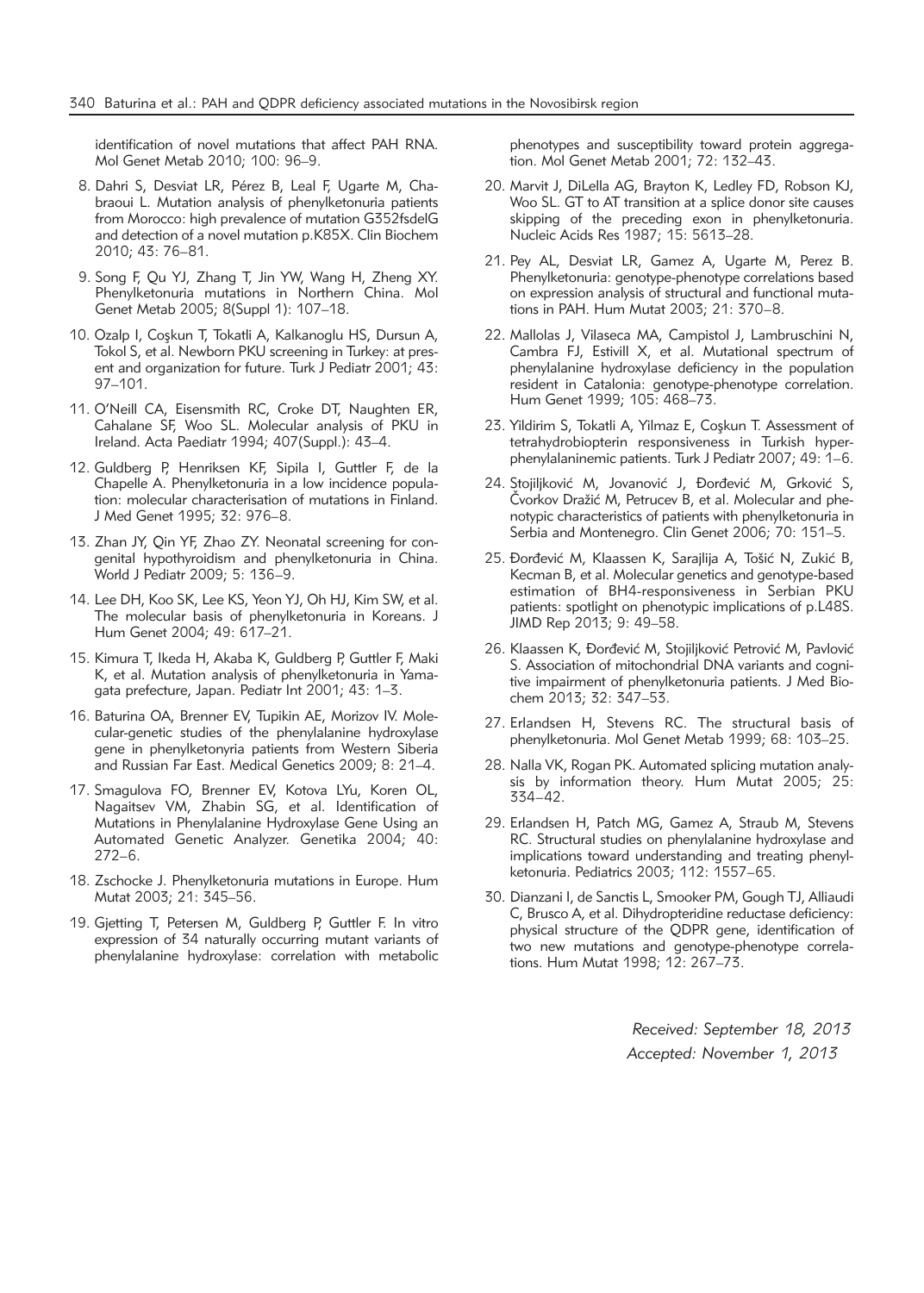identification of novel mutations that affect PAH RNA. Mol Genet Metab 2010; 100: 96–9.

8. Dahri S, Desviat LR, Pérez B, Leal F, Ugarte M, Chabraoui L. Mutation analysis of phenylketonuria patients from Morocco: high prevalence of mutation G352fsdelG and detection of a novel mutation p.K85X. Clin Biochem 2010; 43: 76–81.
9. Song F, Qu YJ, Zhang T, Jin YW, Wang H, Zheng XY. Phenylketonuria mutations in Northern China. Mol Genet Metab 2005; 8(Suppl 1): 107–18.
10. Ozalp I, Coşkun T, Tokatli A, Kalkanoglu HS, Dursun A, Tokol S, et al. Newborn PKU screening in Turkey: at present and organization for future. Turk J Pediatr 2001; 43: 97–101.
11. O'Neill CA, Eisensmith RC, Croke DT, Naughten ER, Cahalane SF, Woo SL. Molecular analysis of PKU in Ireland. Acta Paediatr 1994; 407(Suppl.): 43–4.
12. Guldberg P, Henriksen KF, Sipila I, Guttler F, de la Chapelle A. Phenylketonuria in a low incidence population: molecular characterisation of mutations in Finland. J Med Genet 1995; 32: 976–8.
13. Zhan JY, Qin YF, Zhao ZY. Neonatal screening for congenital hypothyroidism and phenylketonuria in China. World J Pediatr 2009; 5: 136–9.
14. Lee DH, Koo SK, Lee KS, Yeon YJ, Oh HJ, Kim SW, et al. The molecular basis of phenylketonuria in Koreans. J Hum Genet 2004; 49: 617–21.
15. Kimura T, Ikeda H, Akaba K, Guldberg P, Guttler F, Maki K, et al. Mutation analysis of phenylketonuria in Yamagata prefecture, Japan. Pediatr Int 2001; 43: 1–3.
16. Baturina OA, Brenner EV, Tupikin AE, Morizov IV. Molecular-genetic studies of the phenylalanine hydroxylase gene in phenylketonyria patients from Western Siberia and Russian Far East. Medical Genetics 2009; 8: 21–4.
17. Smagulova FO, Brenner EV, Kotova LYu, Koren OL, Nagaitsev VM, Zhabin SG, et al. Identification of Mutations in Phenylalanine Hydroxylase Gene Using an Automated Genetic Analyzer. Genetika 2004; 40: 272–6.
18. Zschocke J. Phenylketonuria mutations in Europe. Hum Mutat 2003; 21: 345–56.
19. Gjetting T, Petersen M, Guldberg P, Guttler F. In vitro expression of 34 naturally occurring mutant variants of phenylalanine hydroxylase: correlation with metabolic phenotypes and susceptibility toward protein aggregation. Mol Genet Metab 2001; 72: 132–43.
20. Marvit J, DiLella AG, Brayton K, Ledley FD, Robson KJ, Woo SL. GT to AT transition at a splice donor site causes skipping of the preceding exon in phenylketonuria. Nucleic Acids Res 1987; 15: 5613–28.
21. Pey AL, Desviat LR, Gamez A, Ugarte M, Perez B. Phenylketonuria: genotype-phenotype correlations based on expression analysis of structural and functional mutations in PAH. Hum Mutat 2003; 21: 370–8.
22. Mallolas J, Vilaseca MA, Campistol J, Lambruschini N, Cambra FJ, Estivill X, et al. Mutational spectrum of phenylalanine hydroxylase deficiency in the population resident in Catalonia: genotype-phenotype correlation. Hum Genet 1999; 105: 468–73.
23. Yildirim S, Tokatli A, Yilmaz E, Coşkun T. Assessment of tetrahydrobiopterin responsiveness in Turkish hyperphenylalaninemic patients. Turk J Pediatr 2007; 49: 1–6.
24. Stojiljković M, Jovanović J, Đorđević M, Grković S, Čvorkov Dražić M, Petrucev B, et al. Molecular and phenotypic characteristics of patients with phenylketonuria in Serbia and Montenegro. Clin Genet 2006; 70: 151–5.
25. Đorđević M, Klaassen K, Sarajlija A, Tošić N, Zukić B, Kecman B, et al. Molecular genetics and genotype-based estimation of BH4-responsiveness in Serbian PKU patients: spotlight on phenotypic implications of p.L48S. JIMD Rep 2013; 9: 49–58.
26. Klaassen K, Đorđević M, Stojiljković Petrović M, Pavlović S. Association of mitochondrial DNA variants and cognitive impairment of phenylketonuria patients. J Med Biochem 2013; 32: 347–53.
27. Erlandsen H, Stevens RC. The structural basis of phenylketonuria. Mol Genet Metab 1999; 68: 103–25.
28. Nalla VK, Rogan PK. Automated splicing mutation analysis by information theory. Hum Mutat 2005; 25: 334–42.
29. Erlandsen H, Patch MG, Gamez A, Straub M, Stevens RC. Structural studies on phenylalanine hydroxylase and implications toward understanding and treating phenylketonuria. Pediatrics 2003; 112: 1557–65.
30. Dianzani I, de Sanctis L, Smooker PM, Gough TJ, Alliaudi C, Brusco A, et al. Dihydropteridine reductase deficiency: physical structure of the QDPR gene, identification of two new mutations and genotype-phenotype correlations. Hum Mutat 1998; 12: 267–73.

*Received: September 18, 2013*
*Accepted: November 1, 2013*